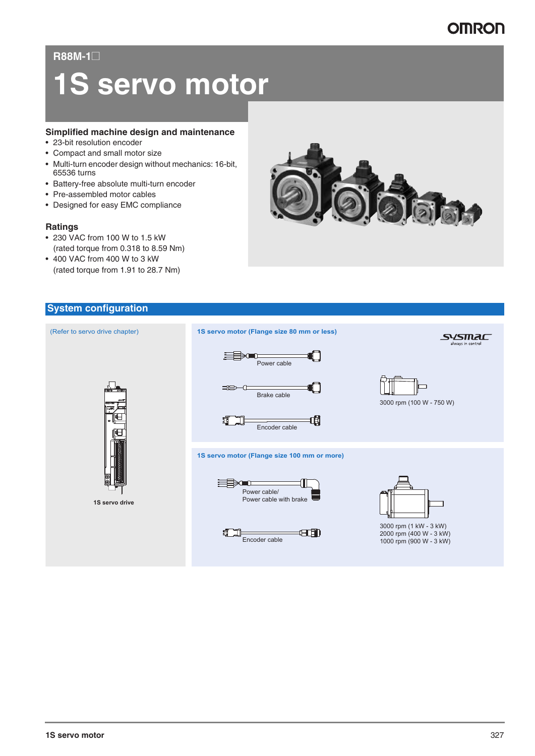R88M-1□

# 1S servo motor

### Simplified machine design and maintenance

- 23-bit resolution encoder
- Compact and small motor size
- Multi-turn encoder design without mechanics: 16-bit, 65536 turns
- Battery-free absolute multi-turn encoder
- Pre-assembled motor cables
- Designed for easy EMC compliance

### Ratings

- 230 VAC from 100 W to 1.5 kW
  (rated torque from 0.318 to 8.59 Nm)
- 400 VAC from 400 W to 3 kW
  (rated torque from 1.91 to 28.7 Nm)

## System configuration

(Refer to servo drive chapter)

1S servo drive

**1S servo motor (Flange size 80 mm or less)**

Power cable

Brake cable

Encoder cable

3000 rpm (100 W - 750 W)

**1S servo motor (Flange size 100 mm or more)**

Power cable/
Power cable with brake

Encoder cable

3000 rpm (1 kW - 3 kW)
2000 rpm (400 W - 3 kW)
1000 rpm (900 W - 3 kW)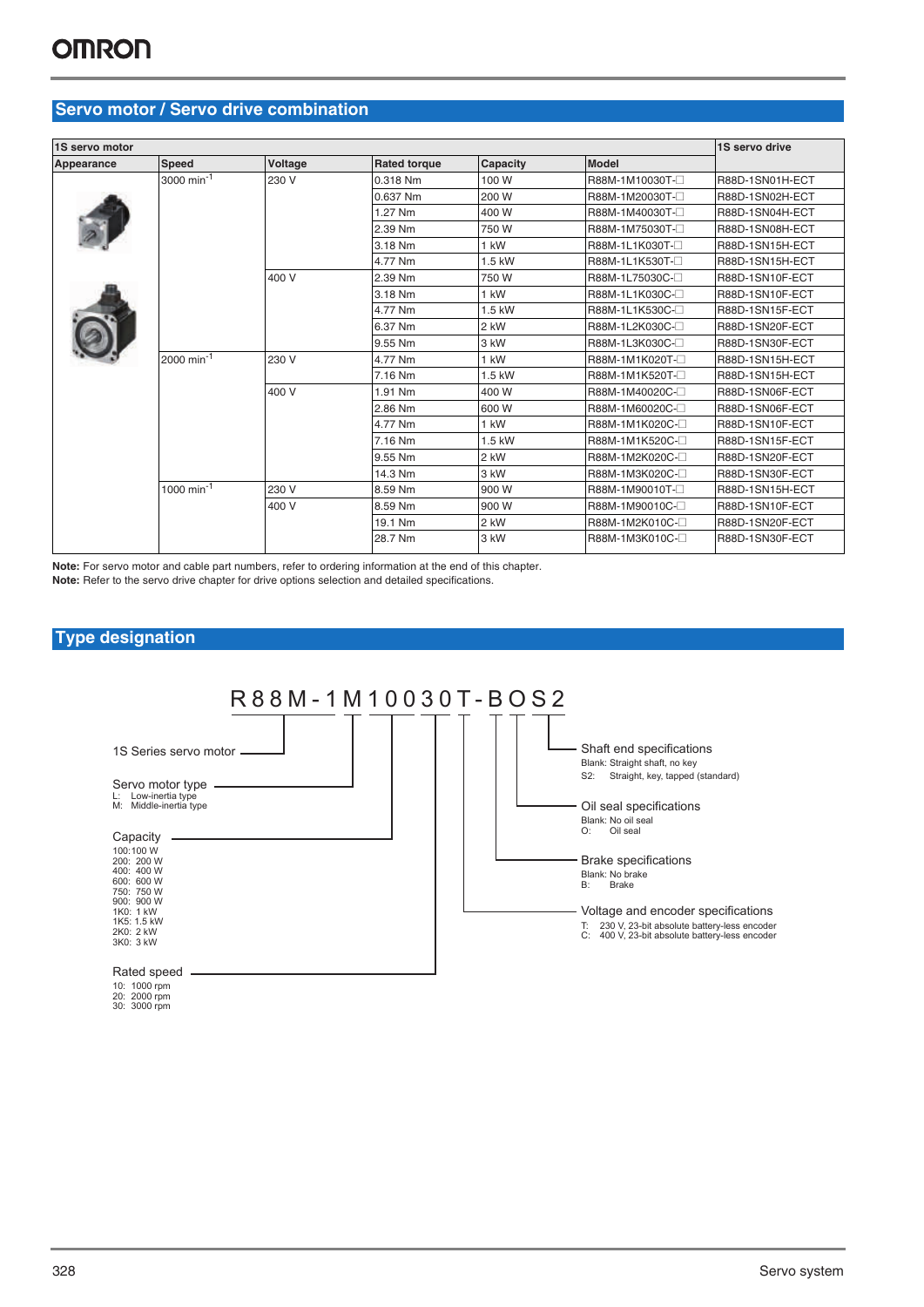## Servo motor / Servo drive combination

| 1S servo motor | | | | | | 1S servo drive |
|---|---|---|---|---|---|---|
| Appearance | Speed | Voltage | Rated torque | Capacity | Model | |
| | 3000 min$^{-1}$ | 230 V | 0.318 Nm | 100 W | R88M-1M10030T-□ | R88D-1SN01H-ECT |
| | | | 0.637 Nm | 200 W | R88M-1M20030T-□ | R88D-1SN02H-ECT |
| | | | 1.27 Nm | 400 W | R88M-1M40030T-□ | R88D-1SN04H-ECT |
| | | | 2.39 Nm | 750 W | R88M-1M75030T-□ | R88D-1SN08H-ECT |
| | | | 3.18 Nm | 1 kW | R88M-1L1K030T-□ | R88D-1SN15H-ECT |
| | | | 4.77 Nm | 1.5 kW | R88M-1L1K530T-□ | R88D-1SN15H-ECT |
| | | 400 V | 2.39 Nm | 750 W | R88M-1L75030C-□ | R88D-1SN10F-ECT |
| | | | 3.18 Nm | 1 kW | R88M-1L1K030C-□ | R88D-1SN10F-ECT |
| | | | 4.77 Nm | 1.5 kW | R88M-1L1K530C-□ | R88D-1SN15F-ECT |
| | | | 6.37 Nm | 2 kW | R88M-1L2K030C-□ | R88D-1SN20F-ECT |
| | | | 9.55 Nm | 3 kW | R88M-1L3K030C-□ | R88D-1SN30F-ECT |
| | 2000 min$^{-1}$ | 230 V | 4.77 Nm | 1 kW | R88M-1M1K020T-□ | R88D-1SN15H-ECT |
| | | | 7.16 Nm | 1.5 kW | R88M-1M1K520T-□ | R88D-1SN15H-ECT |
| | | 400 V | 1.91 Nm | 400 W | R88M-1M40020C-□ | R88D-1SN06F-ECT |
| | | | 2.86 Nm | 600 W | R88M-1M60020C-□ | R88D-1SN06F-ECT |
| | | | 4.77 Nm | 1 kW | R88M-1M1K020C-□ | R88D-1SN10F-ECT |
| | | | 7.16 Nm | 1.5 kW | R88M-1M1K520C-□ | R88D-1SN15F-ECT |
| | | | 9.55 Nm | 2 kW | R88M-1M2K020C-□ | R88D-1SN20F-ECT |
| | | | 14.3 Nm | 3 kW | R88M-1M3K020C-□ | R88D-1SN30F-ECT |
| | 1000 min$^{-1}$ | 230 V | 8.59 Nm | 900 W | R88M-1M90010T-□ | R88D-1SN15H-ECT |
| | | 400 V | 8.59 Nm | 900 W | R88M-1M90010C-□ | R88D-1SN10F-ECT |
| | | | 19.1 Nm | 2 kW | R88M-1M2K010C-□ | R88D-1SN20F-ECT |
| | | | 28.7 Nm | 3 kW | R88M-1M3K010C-□ | R88D-1SN30F-ECT |

**Note:** For servo motor and cable part numbers, refer to ordering information at the end of this chapter.
**Note:** Refer to the servo drive chapter for drive options selection and detailed specifications.

## Type designation

R88M-1M10030T-BOS2

- **1S Series servo motor**: R88M-1
- **Servo motor type**
  - L: Low-inertia type
  - M: Middle-inertia type
- **Capacity**
  - 100: 100 W
  - 200: 200 W
  - 400: 400 W
  - 600: 600 W
  - 750: 750 W
  - 900: 900 W
  - 1K0: 1 kW
  - 1K5: 1.5 kW
  - 2K0: 2 kW
  - 3K0: 3 kW
- **Rated speed**
  - 10: 1000 rpm
  - 20: 2000 rpm
  - 30: 3000 rpm
- **Voltage and encoder specifications**
  - T: 230 V, 23-bit absolute battery-less encoder
  - C: 400 V, 23-bit absolute battery-less encoder
- **Brake specifications**
  - Blank: No brake
  - B: Brake
- **Oil seal specifications**
  - Blank: No oil seal
  - O: Oil seal
- **Shaft end specifications**
  - Blank: Straight shaft, no key
  - S2: Straight, key, tapped (standard)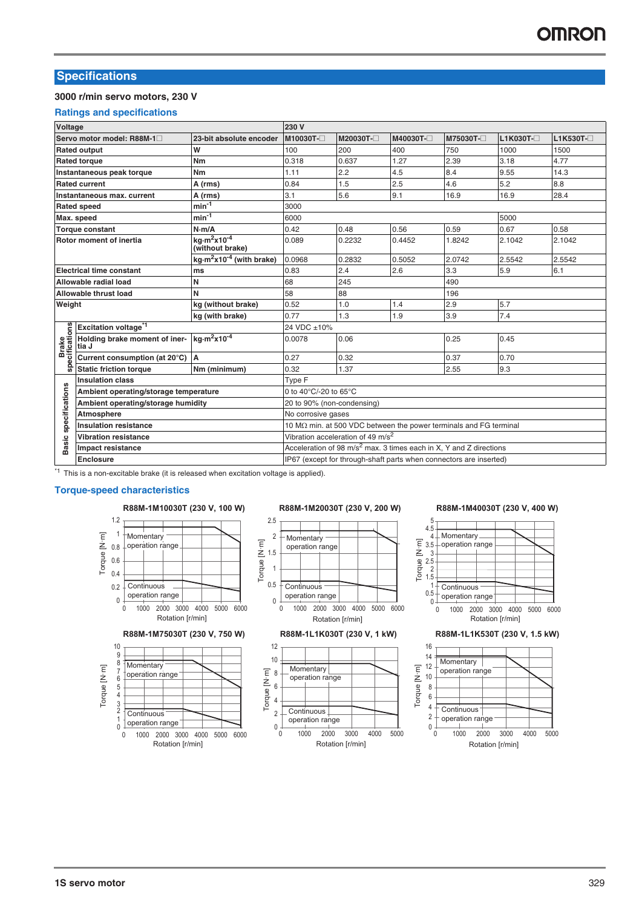## Specifications

### 3000 r/min servo motors, 230 V

#### Ratings and specifications

| Voltage | | | 230 V | | | | | |
|---|---|---|---|---|---|---|---|---|
| Servo motor model: R88M-1□ | | 23-bit absolute encoder | M10030T-□ | M20030T-□ | M40030T-□ | M75030T-□ | L1K030T-□ | L1K530T-□ |
| Rated output | | W | 100 | 200 | 400 | 750 | 1000 | 1500 |
| Rated torque | | Nm | 0.318 | 0.637 | 1.27 | 2.39 | 3.18 | 4.77 |
| Instantaneous peak torque | | Nm | 1.11 | 2.2 | 4.5 | 8.4 | 9.55 | 14.3 |
| Rated current | | A (rms) | 0.84 | 1.5 | 2.5 | 4.6 | 5.2 | 8.8 |
| Instantaneous max. current | | A (rms) | 3.1 | 5.6 | 9.1 | 16.9 | 16.9 | 28.4 |
| Rated speed | | $min^{-1}$ | 3000 | | | | | |
| Max. speed | | $min^{-1}$ | 6000 | | | | 5000 | |
| Torque constant | | N·m/A | 0.42 | 0.48 | 0.56 | 0.59 | 0.67 | 0.58 |
| Rotor moment of inertia | | $kg \cdot m^2 x10^{-4}$ (without brake) | 0.089 | 0.2232 | 0.4452 | 1.8242 | 2.1042 | 2.1042 |
| | | $kg \cdot m^2 x10^{-4}$ (with brake) | 0.0968 | 0.2832 | 0.5052 | 2.0742 | 2.5542 | 2.5542 |
| Electrical time constant | | ms | 0.83 | 2.4 | 2.6 | 3.3 | 5.9 | 6.1 |
| Allowable radial load | | N | 68 | 245 | | 490 | | |
| Allowable thrust load | | N | 58 | 88 | | 196 | | |
| Weight | | kg (without brake) | 0.52 | 1.0 | 1.4 | 2.9 | 5.7 | |
| | | kg (with brake) | 0.77 | 1.3 | 1.9 | 3.9 | 7.4 | |
| Brake specifications | Excitation voltage[*1] | | 24 VDC ±10% | | | | | |
| | Holding brake moment of inertia J | $kg \cdot m^2 x10^{-4}$ | 0.0078 | 0.06 | | 0.25 | 0.45 | |
| | Current consumption (at 20°C) | A | 0.27 | 0.32 | | 0.37 | 0.70 | |
| | Static friction torque | Nm (minimum) | 0.32 | 1.37 | | 2.55 | 9.3 | |
| Basic specifications | Insulation class | | Type F | | | | | |
| | Ambient operating/storage temperature | | 0 to 40°C/-20 to 65°C | | | | | |
| | Ambient operating/storage humidity | | 20 to 90% (non-condensing) | | | | | |
| | Atmosphere | | No corrosive gases | | | | | |
| | Insulation resistance | | 10 MΩ min. at 500 VDC between the power terminals and FG terminal | | | | | |
| | Vibration resistance | | Vibration acceleration of 49 $m/s^2$ | | | | | |
| | Impact resistance | | Acceleration of 98 $m/s^2$ max. 3 times each in X, Y and Z directions | | | | | |
| | Enclosure | | IP67 (except for through-shaft parts when connectors are inserted) | | | | | |

[*1] This is a non-excitable brake (it is released when excitation voltage is applied).

#### Torque-speed characteristics

R88M-1M10030T (230 V, 100 W)

R88M-1M20030T (230 V, 200 W)

R88M-1M40030T (230 V, 400 W)

R88M-1M75030T (230 V, 750 W)

R88M-1L1K030T (230 V, 1 kW)

R88M-1L1K530T (230 V, 1.5 kW)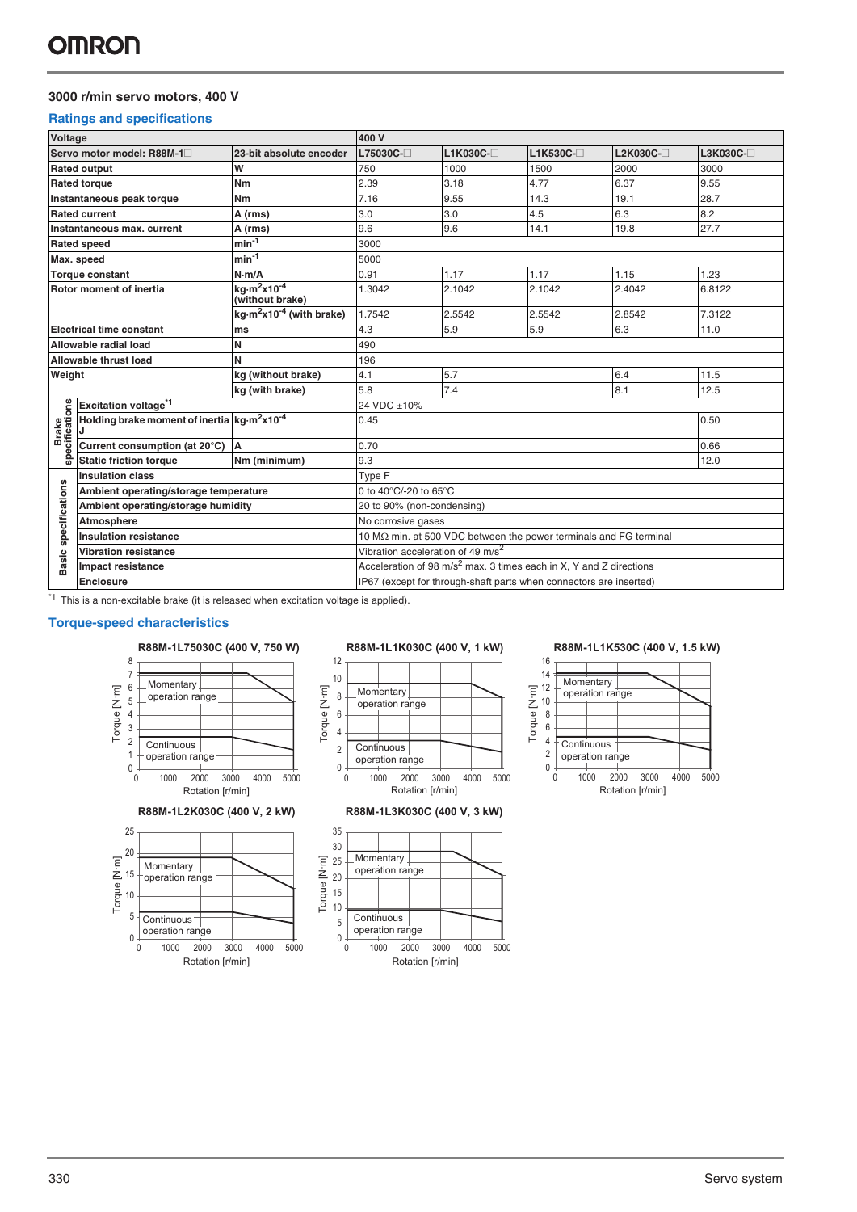### 3000 r/min servo motors, 400 V

#### Ratings and specifications

| Voltage | | | 400 V | | | | |
|---|---|---|---|---|---|---|---|
| Servo motor model: R88M-1☐ | | 23-bit absolute encoder | L75030C-☐ | L1K030C-☐ | L1K530C-☐ | L2K030C-☐ | L3K030C-☐ |
| Rated output | | W | 750 | 1000 | 1500 | 2000 | 3000 |
| Rated torque | | Nm | 2.39 | 3.18 | 4.77 | 6.37 | 9.55 |
| Instantaneous peak torque | | Nm | 7.16 | 9.55 | 14.3 | 19.1 | 28.7 |
| Rated current | | A (rms) | 3.0 | 3.0 | 4.5 | 6.3 | 8.2 |
| Instantaneous max. current | | A (rms) | 9.6 | 9.6 | 14.1 | 19.8 | 27.7 |
| Rated speed | | $min^{-1}$ | 3000 | | | | |
| Max. speed | | $min^{-1}$ | 5000 | | | | |
| Torque constant | | N·m/A | 0.91 | 1.17 | 1.17 | 1.15 | 1.23 |
| Rotor moment of inertia | | $kg{\cdot}m^2x10^{-4}$ (without brake) | 1.3042 | 2.1042 | 2.1042 | 2.4042 | 6.8122 |
| | | $kg{\cdot}m^2x10^{-4}$ (with brake) | 1.7542 | 2.5542 | 2.5542 | 2.8542 | 7.3122 |
| Electrical time constant | | ms | 4.3 | 5.9 | 5.9 | 6.3 | 11.0 |
| Allowable radial load | | N | 490 | | | | |
| Allowable thrust load | | N | 196 | | | | |
| Weight | | kg (without brake) | 4.1 | 5.7 | | 6.4 | 11.5 |
| | | kg (with brake) | 5.8 | 7.4 | | 8.1 | 12.5 |
| Brake specifications | Excitation voltage[*1] | | 24 VDC ±10% | | | | |
| | Holding brake moment of inertia J | $kg{\cdot}m^2x10^{-4}$ | 0.45 | | | | 0.50 |
| | Current consumption (at 20°C) | A | 0.70 | | | | 0.66 |
| | Static friction torque | Nm (minimum) | 9.3 | | | | 12.0 |
| Basic specifications | Insulation class | | Type F | | | | |
| | Ambient operating/storage temperature | | 0 to 40°C/-20 to 65°C | | | | |
| | Ambient operating/storage humidity | | 20 to 90% (non-condensing) | | | | |
| | Atmosphere | | No corrosive gases | | | | |
| | Insulation resistance | | 10 MΩ min. at 500 VDC between the power terminals and FG terminal | | | | |
| | Vibration resistance | | Vibration acceleration of 49 $m/s^2$ | | | | |
| | Impact resistance | | Acceleration of 98 $m/s^2$ max. 3 times each in X, Y and Z directions | | | | |
| | Enclosure | | IP67 (except for through-shaft parts when connectors are inserted) | | | | |

[*1] This is a non-excitable brake (it is released when excitation voltage is applied).

#### Torque-speed characteristics

R88M-1L75030C (400 V, 750 W)

R88M-1L1K030C (400 V, 1 kW)

R88M-1L1K530C (400 V, 1.5 kW)

R88M-1L2K030C (400 V, 2 kW)

R88M-1L3K030C (400 V, 3 kW)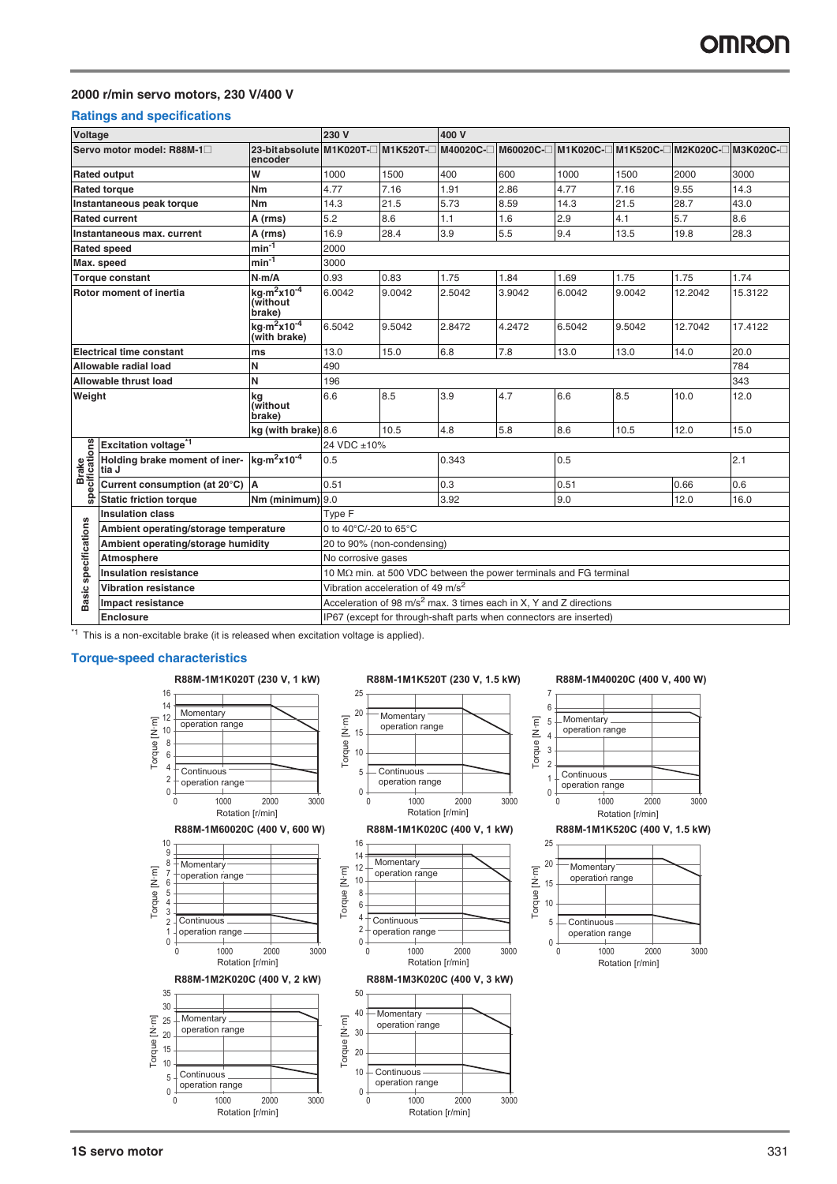## 2000 r/min servo motors, 230 V/400 V

### Ratings and specifications

| Voltage | | | 230 V | | 400 V | | | | | |
|---|---|---|---|---|---|---|---|---|---|---|
| Servo motor model: R88M-1□ | | 23-bit absolute encoder | M1K020T-□ | M1K520T-□ | M40020C-□ | M60020C-□ | M1K020C-□ | M1K520C-□ | M2K020C-□ | M3K020C-□ |
| Rated output | | W | 1000 | 1500 | 400 | 600 | 1000 | 1500 | 2000 | 3000 |
| Rated torque | | Nm | 4.77 | 7.16 | 1.91 | 2.86 | 4.77 | 7.16 | 9.55 | 14.3 |
| Instantaneous peak torque | | Nm | 14.3 | 21.5 | 5.73 | 8.59 | 14.3 | 21.5 | 28.7 | 43.0 |
| Rated current | | A (rms) | 5.2 | 8.6 | 1.1 | 1.6 | 2.9 | 4.1 | 5.7 | 8.6 |
| Instantaneous max. current | | A (rms) | 16.9 | 28.4 | 3.9 | 5.5 | 9.4 | 13.5 | 19.8 | 28.3 |
| Rated speed | | $min^{-1}$ | 2000 | | | | | | | |
| Max. speed | | $min^{-1}$ | 3000 | | | | | | | |
| Torque constant | | N·m/A | 0.93 | 0.83 | 1.75 | 1.84 | 1.69 | 1.75 | 1.75 | 1.74 |
| Rotor moment of inertia | | $kg{\cdot}m^2x10^{-4}$ (without brake) | 6.0042 | 9.0042 | 2.5042 | 3.9042 | 6.0042 | 9.0042 | 12.2042 | 15.3122 |
| | | $kg{\cdot}m^2x10^{-4}$ (with brake) | 6.5042 | 9.5042 | 2.8472 | 4.2472 | 6.5042 | 9.5042 | 12.7042 | 17.4122 |
| Electrical time constant | | ms | 13.0 | 15.0 | 6.8 | 7.8 | 13.0 | 13.0 | 14.0 | 20.0 |
| Allowable radial load | | N | 490 | | | | | | | 784 |
| Allowable thrust load | | N | 196 | | | | | | | 343 |
| Weight | | kg (without brake) | 6.6 | 8.5 | 3.9 | 4.7 | 6.6 | 8.5 | 10.0 | 12.0 |
| | | kg (with brake) | 8.6 | 10.5 | 4.8 | 5.8 | 8.6 | 10.5 | 12.0 | 15.0 |
| Brake specifications | Excitation voltage*1 | | 24 VDC ±10% | | | | | | | |
| | Holding brake moment of inertia J | $kg{\cdot}m^2x10^{-4}$ | 0.5 | | 0.343 | | 0.5 | | | 2.1 |
| | Current consumption (at 20°C) | A | 0.51 | | 0.3 | | 0.51 | | 0.66 | 0.6 |
| | Static friction torque | Nm (minimum) | 9.0 | | 3.92 | | 9.0 | | 12.0 | 16.0 |
| Basic specifications | Insulation class | | Type F | | | | | | | |
| | Ambient operating/storage temperature | | 0 to 40°C/-20 to 65°C | | | | | | | |
| | Ambient operating/storage humidity | | 20 to 90% (non-condensing) | | | | | | | |
| | Atmosphere | | No corrosive gases | | | | | | | |
| | Insulation resistance | | 10 MΩ min. at 500 VDC between the power terminals and FG terminal | | | | | | | |
| | Vibration resistance | | Vibration acceleration of 49 $m/s^2$ | | | | | | | |
| | Impact resistance | | Acceleration of 98 $m/s^2$ max. 3 times each in X, Y and Z directions | | | | | | | |
| | Enclosure | | IP67 (except for through-shaft parts when connectors are inserted) | | | | | | | |

*1 This is a non-excitable brake (it is released when excitation voltage is applied).

### Torque-speed characteristics

**R88M-1M1K020T (230 V, 1 kW)**

**R88M-1M1K520T (230 V, 1.5 kW)**

**R88M-1M40020C (400 V, 400 W)**

**R88M-1M60020C (400 V, 600 W)**

**R88M-1M1K020C (400 V, 1 kW)**

**R88M-1M1K520C (400 V, 1.5 kW)**

**R88M-1M2K020C (400 V, 2 kW)**

**R88M-1M3K020C (400 V, 3 kW)**

(Each graph: Torque [N·m] vs. Rotation [r/min], showing Momentary operation range and Continuous operation range.)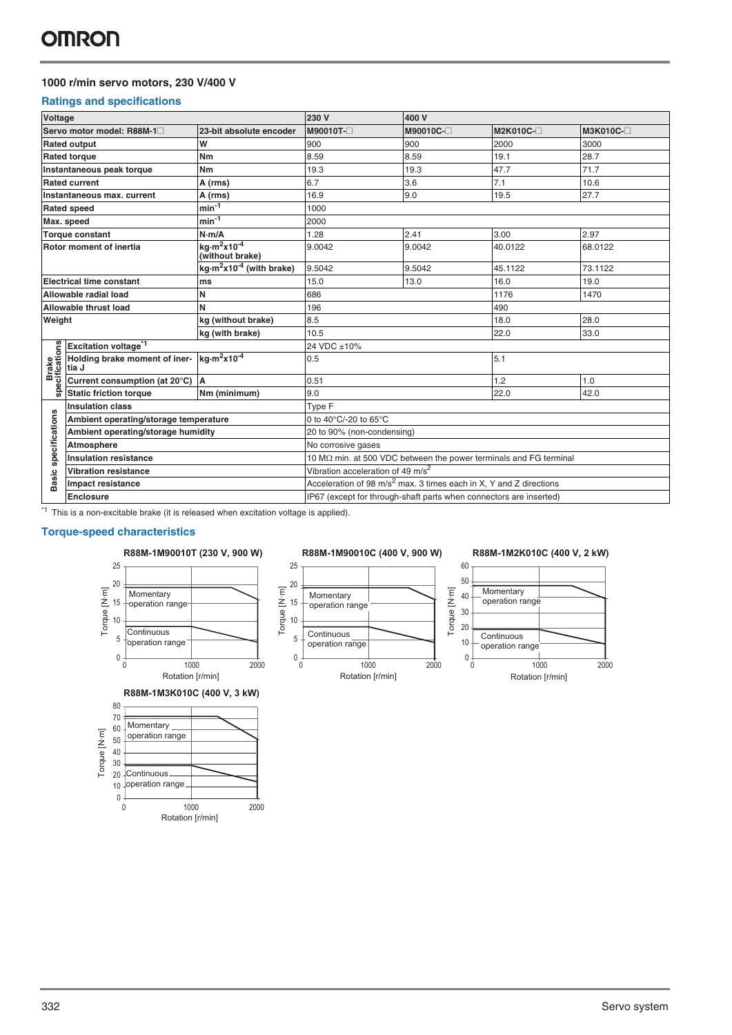## 1000 r/min servo motors, 230 V/400 V

### Ratings and specifications

| Voltage | | | 230 V | 400 V | | |
|---|---|---|---|---|---|---|
| Servo motor model: R88M-1☐ | | 23-bit absolute encoder | M90010T-☐ | M90010C-☐ | M2K010C-☐ | M3K010C-☐ |
| Rated output | | W | 900 | 900 | 2000 | 3000 |
| Rated torque | | Nm | 8.59 | 8.59 | 19.1 | 28.7 |
| Instantaneous peak torque | | Nm | 19.3 | 19.3 | 47.7 | 71.7 |
| Rated current | | A (rms) | 6.7 | 3.6 | 7.1 | 10.6 |
| Instantaneous max. current | | A (rms) | 16.9 | 9.0 | 19.5 | 27.7 |
| Rated speed | | $min^{-1}$ | 1000 | | | |
| Max. speed | | $min^{-1}$ | 2000 | | | |
| Torque constant | | N·m/A | 1.28 | 2.41 | 3.00 | 2.97 |
| Rotor moment of inertia | | $kg \cdot m^2 x10^{-4}$ (without brake) | 9.0042 | 9.0042 | 40.0122 | 68.0122 |
| | | $kg \cdot m^2 x10^{-4}$ (with brake) | 9.5042 | 9.5042 | 45.1122 | 73.1122 |
| Electrical time constant | | ms | 15.0 | 13.0 | 16.0 | 19.0 |
| Allowable radial load | | N | 686 | | 1176 | 1470 |
| Allowable thrust load | | N | 196 | | 490 | |
| Weight | | kg (without brake) | 8.5 | | 18.0 | 28.0 |
| | | kg (with brake) | 10.5 | | 22.0 | 33.0 |
| Brake specifications | Excitation voltage[*1] | | 24 VDC ±10% | | | |
| | Holding brake moment of inertia J | $kg \cdot m^2 x10^{-4}$ | 0.5 | | 5.1 | |
| | Current consumption (at 20°C) | A | 0.51 | | 1.2 | 1.0 |
| | Static friction torque | Nm (minimum) | 9.0 | | 22.0 | 42.0 |
| Basic specifications | Insulation class | | Type F | | | |
| | Ambient operating/storage temperature | | 0 to 40°C/-20 to 65°C | | | |
| | Ambient operating/storage humidity | | 20 to 90% (non-condensing) | | | |
| | Atmosphere | | No corrosive gases | | | |
| | Insulation resistance | | 10 MΩ min. at 500 VDC between the power terminals and FG terminal | | | |
| | Vibration resistance | | Vibration acceleration of 49 $m/s^2$ | | | |
| | Impact resistance | | Acceleration of 98 $m/s^2$ max. 3 times each in X, Y and Z directions | | | |
| | Enclosure | | IP67 (except for through-shaft parts when connectors are inserted) | | | |

[*1] This is a non-excitable brake (it is released when excitation voltage is applied).

### Torque-speed characteristics

**R88M-1M90010T (230 V, 900 W)**

**R88M-1M90010C (400 V, 900 W)**

**R88M-1M2K010C (400 V, 2 kW)**

**R88M-1M3K010C (400 V, 3 kW)**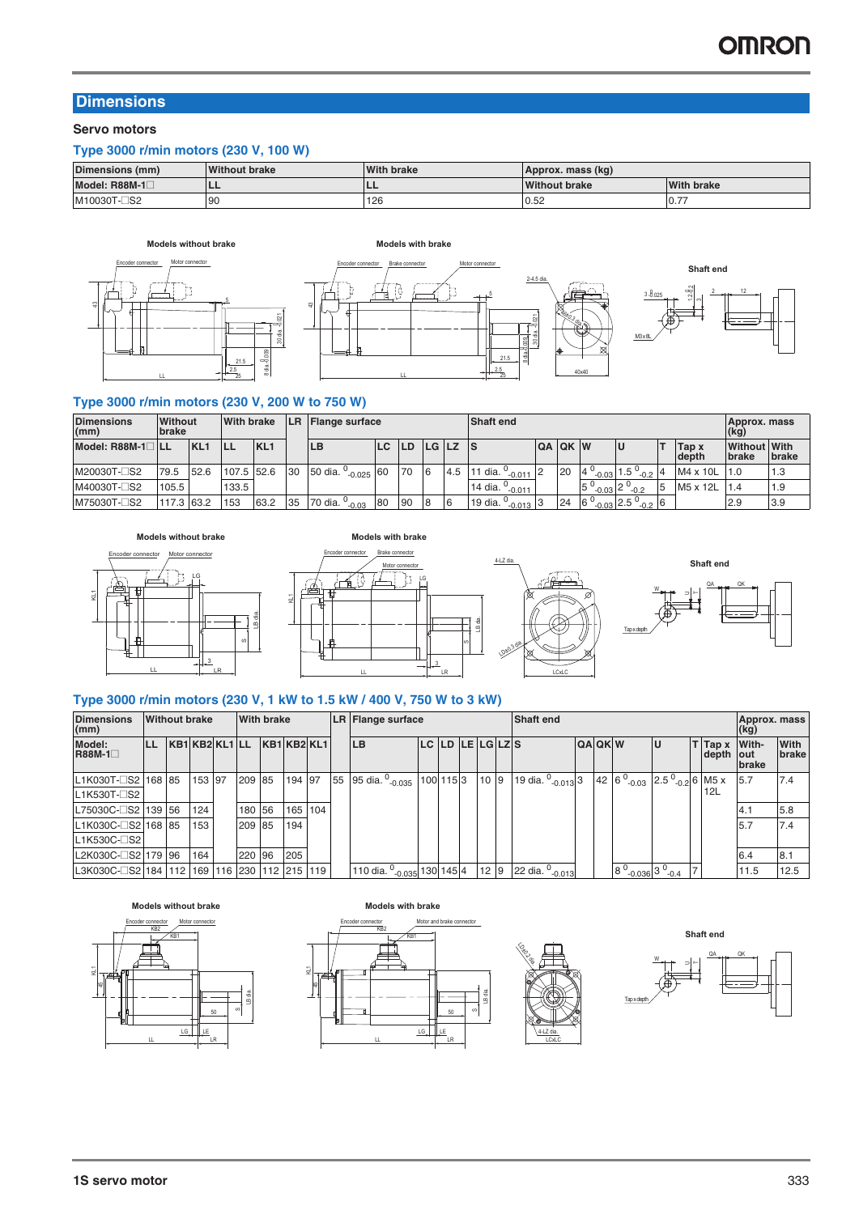## Dimensions

### Servo motors

#### Type 3000 r/min motors (230 V, 100 W)

| Dimensions (mm) | Without brake | With brake | Approx. mass (kg) | |
|---|---|---|---|---|
| Model: R88M-1□ | LL | LL | Without brake | With brake |
| M10030T-□S2 | 90 | 126 | 0.52 | 0.77 |

Models without brake

Models with brake

Shaft end

#### Type 3000 r/min motors (230 V, 200 W to 750 W)

| Dimensions (mm) | Without brake | | With brake | | LR | Flange surface | | | | | Shaft end | | | | | | | Approx. mass (kg) | |
|---|---|---|---|---|---|---|---|---|---|---|---|---|---|---|---|---|---|---|---|
| Model: R88M-1□ | LL | KL1 | LL | KL1 | | LB | LC | LD | LG | LZ | S | QA | QK | W | U | T | Tap x depth | Without brake | With brake |
| M20030T-□S2 | 79.5 | 52.6 | 107.5 | 52.6 | 30 | 50 dia. $^{0}_{-0.025}$ | 60 | 70 | 6 | 4.5 | 11 dia. $^{0}_{-0.011}$ | 2 | 20 | 4 $^{0}_{-0.03}$ | 1.5 $^{0}_{-0.2}$ | 4 | M4 x 10L | 1.0 | 1.3 |
| M40030T-□S2 | 105.5 | | 133.5 | | | | | | | | 14 dia. $^{0}_{-0.011}$ | | | 5 $^{0}_{-0.03}$ | 2 $^{0}_{-0.2}$ | 5 | M5 x 12L | 1.4 | 1.9 |
| M75030T-□S2 | 117.3 | 63.2 | 153 | 63.2 | 35 | 70 dia. $^{0}_{-0.03}$ | 80 | 90 | 8 | 6 | 19 dia. $^{0}_{-0.013}$ | 3 | 24 | 6 $^{0}_{-0.03}$ | 2.5 $^{0}_{-0.2}$ | 6 | | 2.9 | 3.9 |

Models without brake

Models with brake

Shaft end

#### Type 3000 r/min motors (230 V, 1 kW to 1.5 kW / 400 V, 750 W to 3 kW)

| Dimensions (mm) | Without brake | | | | With brake | | | | LR | Flange surface | | | | | | Shaft end | | | | | | | Approx. mass (kg) | |
|---|---|---|---|---|---|---|---|---|---|---|---|---|---|---|---|---|---|---|---|---|---|---|---|---|
| Model: R88M-1□ | LL | KB1 | KB2 | KL1 | LL | KB1 | KB2 | KL1 | | LB | LC | LD | LE | LG | LZ | S | QA | QK | W | U | T | Tap x depth | Without brake | With brake |
| L1K030T-□S2 | 168 | 85 | 153 | 97 | 209 | 85 | 194 | 97 | 55 | 95 dia. $^{0}_{-0.035}$ | 100 | 115 | 3 | 10 | 9 | 19 dia. $^{0}_{-0.013}$ | 3 | 42 | 6 $^{0}_{-0.03}$ | 2.5 $^{0}_{-0.2}$ | 6 | M5 x 12L | 5.7 | 7.4 |
| L1K530T-□S2 | | | | | | | | | | | | | | | | | | | | | | | | |
| L75030C-□S2 | 139 | 56 | 124 | | 180 | 56 | 165 | 104 | | | | | | | | | | | | | | | 4.1 | 5.8 |
| L1K030C-□S2 | 168 | 85 | 153 | | 209 | 85 | 194 | | | | | | | | | | | | | | | | 5.7 | 7.4 |
| L1K530C-□S2 | | | | | | | | | | | | | | | | | | | | | | | | |
| L2K030C-□S2 | 179 | 96 | 164 | | 220 | 96 | 205 | | | | | | | | | | | | | | | | 6.4 | 8.1 |
| L3K030C-□S2 | 184 | 112 | 169 | 116 | 230 | 112 | 215 | 119 | | 110 dia. $^{0}_{-0.035}$ | 130 | 145 | 4 | 12 | 9 | 22 dia. $^{0}_{-0.013}$ | | | 8 $^{0}_{-0.036}$ | 3 $^{0}_{-0.4}$ | 7 | | 11.5 | 12.5 |

Models without brake

Models with brake

Shaft end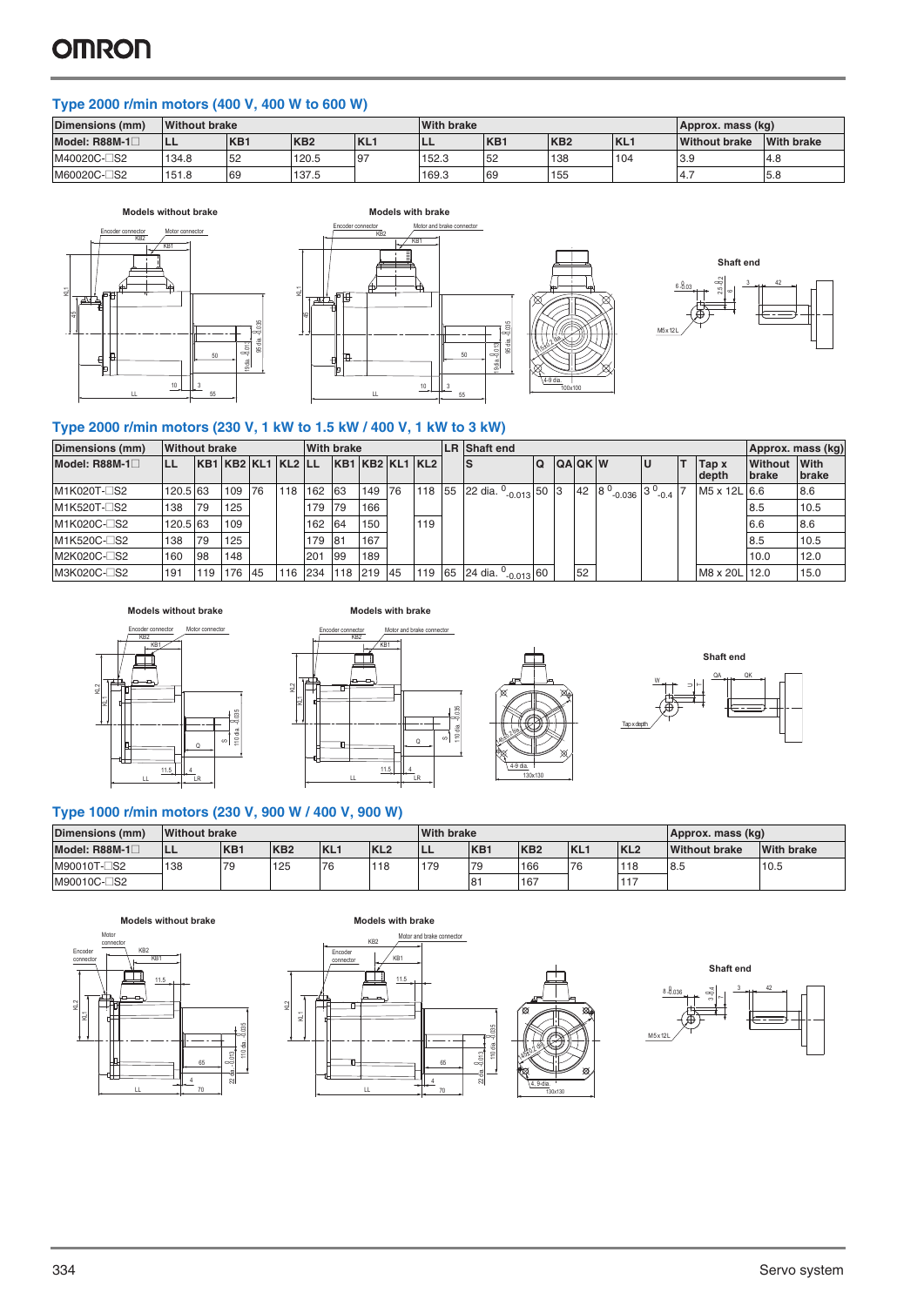### Type 2000 r/min motors (400 V, 400 W to 600 W)

| Dimensions (mm) | Without brake | | | | With brake | | | | Approx. mass (kg) | |
|---|---|---|---|---|---|---|---|---|---|---|
| Model: R88M-1□ | LL | KB1 | KB2 | KL1 | LL | KB1 | KB2 | KL1 | Without brake | With brake |
| M40020C-□S2 | 134.8 | 52 | 120.5 | 97 | 152.3 | 52 | 138 | 104 | 3.9 | 4.8 |
| M60020C-□S2 | 151.8 | 69 | 137.5 | | 169.3 | 69 | 155 | | 4.7 | 5.8 |

Models without brake

Models with brake

Shaft end

### Type 2000 r/min motors (230 V, 1 kW to 1.5 kW / 400 V, 1 kW to 3 kW)

| Dimensions (mm) | Without brake | | | | | With brake | | | | | LR | Shaft end | | | | | | | | Approx. mass (kg) | |
|---|---|---|---|---|---|---|---|---|---|---|---|---|---|---|---|---|---|---|---|---|---|
| Model: R88M-1□ | LL | KB1 | KB2 | KL1 | KL2 | LL | KB1 | KB2 | KL1 | KL2 | | S | Q | QA | QK | W | U | T | Tap x depth | Without brake | With brake |
| M1K020T-□S2 | 120.5 | 63 | 109 | 76 | 118 | 162 | 63 | 149 | 76 | 118 | 55 | 22 dia. $^{0}_{-0.013}$ | 50 | 3 | 42 | 8 $^{0}_{-0.036}$ | 3 $^{0}_{-0.4}$ | 7 | M5 x 12L | 6.6 | 8.6 |
| M1K520T-□S2 | 138 | 79 | 125 | | | 179 | 79 | 166 | | | | | | | | | | | | 8.5 | 10.5 |
| M1K020C-□S2 | 120.5 | 63 | 109 | | | 162 | 64 | 150 | | 119 | | | | | | | | | | 6.6 | 8.6 |
| M1K520C-□S2 | 138 | 79 | 125 | | | 179 | 81 | 167 | | | | | | | | | | | | 8.5 | 10.5 |
| M2K020C-□S2 | 160 | 98 | 148 | | | 201 | 99 | 189 | | | | | | | | | | | | 10.0 | 12.0 |
| M3K020C-□S2 | 191 | 119 | 176 | 45 | 116 | 234 | 118 | 219 | 45 | 119 | 65 | 24 dia. $^{0}_{-0.013}$ | 60 | | 52 | | | | M8 x 20L | 12.0 | 15.0 |

Models without brake

Models with brake

Shaft end

### Type 1000 r/min motors (230 V, 900 W / 400 V, 900 W)

| Dimensions (mm) | Without brake | | | | | With brake | | | | | Approx. mass (kg) | |
|---|---|---|---|---|---|---|---|---|---|---|---|---|
| Model: R88M-1□ | LL | KB1 | KB2 | KL1 | KL2 | LL | KB1 | KB2 | KL1 | KL2 | Without brake | With brake |
| M90010T-□S2 | 138 | 79 | 125 | 76 | 118 | 179 | 79 | 166 | 76 | 118 | 8.5 | 10.5 |
| M90010C-□S2 | | | | | | | 81 | 167 | | 117 | | |

Models without brake

Models with brake

Shaft end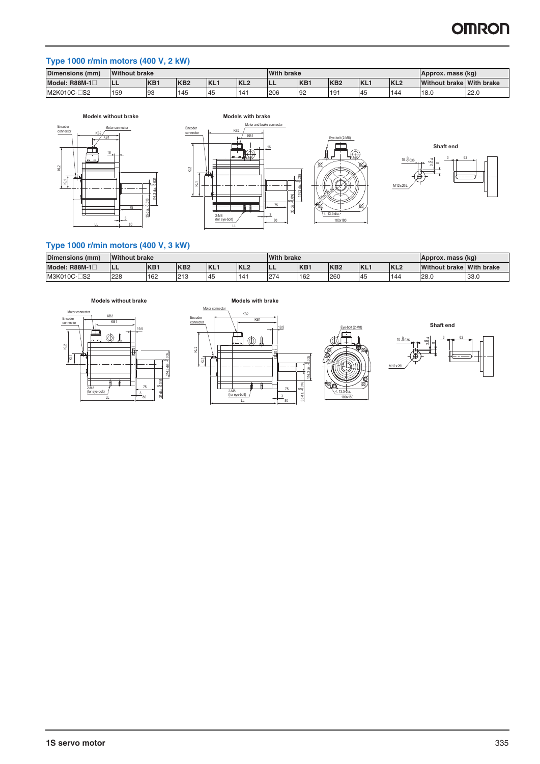## Type 1000 r/min motors (400 V, 2 kW)

| Dimensions (mm) | Without brake | | | | | With brake | | | | | Approx. mass (kg) | |
|---|---|---|---|---|---|---|---|---|---|---|---|---|
| Model: R88M-1□ | LL | KB1 | KB2 | KL1 | KL2 | LL | KB1 | KB2 | KL1 | KL2 | Without brake | With brake |
| M2K010C-□S2 | 159 | 93 | 145 | 45 | 141 | 206 | 92 | 191 | 45 | 144 | 18.0 | 22.0 |

**Models without brake**

**Models with brake**

**Shaft end**

## Type 1000 r/min motors (400 V, 3 kW)

| Dimensions (mm) | Without brake | | | | | With brake | | | | | Approx. mass (kg) | |
|---|---|---|---|---|---|---|---|---|---|---|---|---|
| Model: R88M-1□ | LL | KB1 | KB2 | KL1 | KL2 | LL | KB1 | KB2 | KL1 | KL2 | Without brake | With brake |
| M3K010C-□S2 | 228 | 162 | 213 | 45 | 141 | 274 | 162 | 260 | 45 | 144 | 28.0 | 33.0 |

**Models without brake**

**Models with brake**

**Shaft end**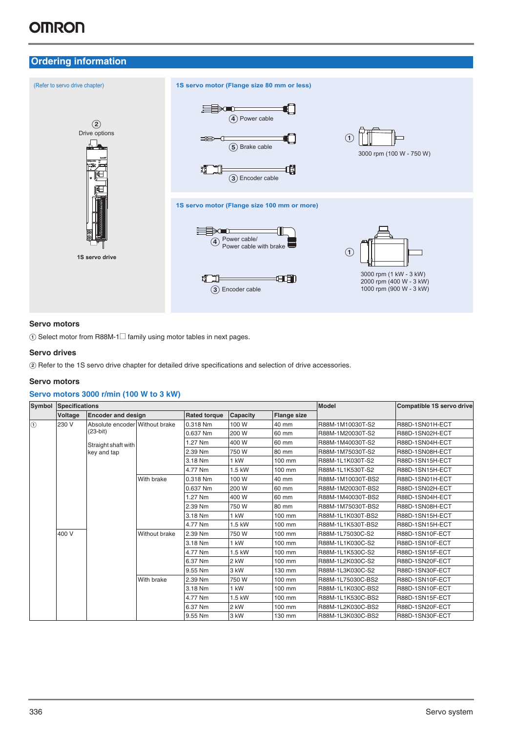## Ordering information

(Refer to servo drive chapter)

② Drive options

1S servo drive

**1S servo motor (Flange size 80 mm or less)**

④ Power cable

⑤ Brake cable

③ Encoder cable

① 3000 rpm (100 W - 750 W)

**1S servo motor (Flange size 100 mm or more)**

④ Power cable/ Power cable with brake

③ Encoder cable

① 3000 rpm (1 kW - 3 kW)
2000 rpm (400 W - 3 kW)
1000 rpm (900 W - 3 kW)

### Servo motors

① Select motor from R88M-1☐ family using motor tables in next pages.

### Servo drives

② Refer to the 1S servo drive chapter for detailed drive specifications and selection of drive accessories.

### Servo motors

#### Servo motors 3000 r/min (100 W to 3 kW)

| Symbol | Specifications | | | | | | Model | Compatible 1S servo drive |
|---|---|---|---|---|---|---|---|---|
| | Voltage | Encoder and design | | Rated torque | Capacity | Flange size | | |
| ① | 230 V | Absolute encoder (23-bit) Straight shaft with key and tap | Without brake | 0.318 Nm | 100 W | 40 mm | R88M-1M10030T-S2 | R88D-1SN01H-ECT |
| | | | | 0.637 Nm | 200 W | 60 mm | R88M-1M20030T-S2 | R88D-1SN02H-ECT |
| | | | | 1.27 Nm | 400 W | 60 mm | R88M-1M40030T-S2 | R88D-1SN04H-ECT |
| | | | | 2.39 Nm | 750 W | 80 mm | R88M-1M75030T-S2 | R88D-1SN08H-ECT |
| | | | | 3.18 Nm | 1 kW | 100 mm | R88M-1L1K030T-S2 | R88D-1SN15H-ECT |
| | | | | 4.77 Nm | 1.5 kW | 100 mm | R88M-1L1K530T-S2 | R88D-1SN15H-ECT |
| | | | With brake | 0.318 Nm | 100 W | 40 mm | R88M-1M10030T-BS2 | R88D-1SN01H-ECT |
| | | | | 0.637 Nm | 200 W | 60 mm | R88M-1M20030T-BS2 | R88D-1SN02H-ECT |
| | | | | 1.27 Nm | 400 W | 60 mm | R88M-1M40030T-BS2 | R88D-1SN04H-ECT |
| | | | | 2.39 Nm | 750 W | 80 mm | R88M-1M75030T-BS2 | R88D-1SN08H-ECT |
| | | | | 3.18 Nm | 1 kW | 100 mm | R88M-1L1K030T-BS2 | R88D-1SN15H-ECT |
| | | | | 4.77 Nm | 1.5 kW | 100 mm | R88M-1L1K530T-BS2 | R88D-1SN15H-ECT |
| | 400 V | | Without brake | 2.39 Nm | 750 W | 100 mm | R88M-1L75030C-S2 | R88D-1SN10F-ECT |
| | | | | 3.18 Nm | 1 kW | 100 mm | R88M-1L1K030C-S2 | R88D-1SN10F-ECT |
| | | | | 4.77 Nm | 1.5 kW | 100 mm | R88M-1L1K530C-S2 | R88D-1SN15F-ECT |
| | | | | 6.37 Nm | 2 kW | 100 mm | R88M-1L2K030C-S2 | R88D-1SN20F-ECT |
| | | | | 9.55 Nm | 3 kW | 130 mm | R88M-1L3K030C-S2 | R88D-1SN30F-ECT |
| | | | With brake | 2.39 Nm | 750 W | 100 mm | R88M-1L75030C-BS2 | R88D-1SN10F-ECT |
| | | | | 3.18 Nm | 1 kW | 100 mm | R88M-1L1K030C-BS2 | R88D-1SN10F-ECT |
| | | | | 4.77 Nm | 1.5 kW | 100 mm | R88M-1L1K530C-BS2 | R88D-1SN15F-ECT |
| | | | | 6.37 Nm | 2 kW | 100 mm | R88M-1L2K030C-BS2 | R88D-1SN20F-ECT |
| | | | | 9.55 Nm | 3 kW | 130 mm | R88M-1L3K030C-BS2 | R88D-1SN30F-ECT |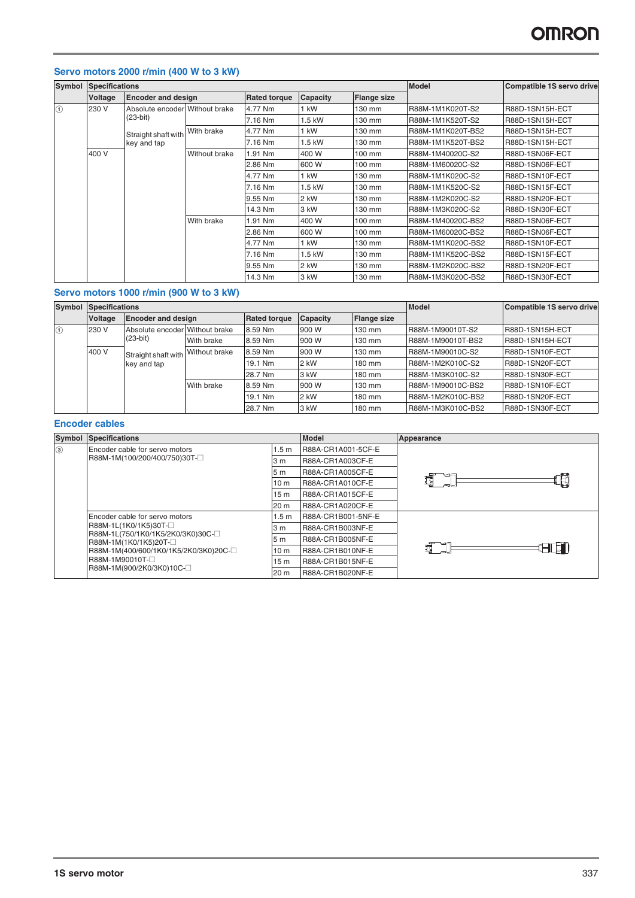## Servo motors 2000 r/min (400 W to 3 kW)

| Symbol | Specifications | | | | | | Model | Compatible 1S servo drive |
|---|---|---|---|---|---|---|---|---|
| | Voltage | Encoder and design | | Rated torque | Capacity | Flange size | | |
| ① | 230 V | Absolute encoder (23-bit) | Without brake | 4.77 Nm | 1 kW | 130 mm | R88M-1M1K020T-S2 | R88D-1SN15H-ECT |
| | | | | 7.16 Nm | 1.5 kW | 130 mm | R88M-1M1K520T-S2 | R88D-1SN15H-ECT |
| | | Straight shaft with key and tap | With brake | 4.77 Nm | 1 kW | 130 mm | R88M-1M1K020T-BS2 | R88D-1SN15H-ECT |
| | | | | 7.16 Nm | 1.5 kW | 130 mm | R88M-1M1K520T-BS2 | R88D-1SN15H-ECT |
| | 400 V | | Without brake | 1.91 Nm | 400 W | 100 mm | R88M-1M40020C-S2 | R88D-1SN06F-ECT |
| | | | | 2.86 Nm | 600 W | 100 mm | R88M-1M60020C-S2 | R88D-1SN06F-ECT |
| | | | | 4.77 Nm | 1 kW | 130 mm | R88M-1M1K020C-S2 | R88D-1SN10F-ECT |
| | | | | 7.16 Nm | 1.5 kW | 130 mm | R88M-1M1K520C-S2 | R88D-1SN15F-ECT |
| | | | | 9.55 Nm | 2 kW | 130 mm | R88M-1M2K020C-S2 | R88D-1SN20F-ECT |
| | | | | 14.3 Nm | 3 kW | 130 mm | R88M-1M3K020C-S2 | R88D-1SN30F-ECT |
| | | | With brake | 1.91 Nm | 400 W | 100 mm | R88M-1M40020C-BS2 | R88D-1SN06F-ECT |
| | | | | 2.86 Nm | 600 W | 100 mm | R88M-1M60020C-BS2 | R88D-1SN06F-ECT |
| | | | | 4.77 Nm | 1 kW | 130 mm | R88M-1M1K020C-BS2 | R88D-1SN10F-ECT |
| | | | | 7.16 Nm | 1.5 kW | 130 mm | R88M-1M1K520C-BS2 | R88D-1SN15F-ECT |
| | | | | 9.55 Nm | 2 kW | 130 mm | R88M-1M2K020C-BS2 | R88D-1SN20F-ECT |
| | | | | 14.3 Nm | 3 kW | 130 mm | R88M-1M3K020C-BS2 | R88D-1SN30F-ECT |

## Servo motors 1000 r/min (900 W to 3 kW)

| Symbol | Specifications | | | | | | Model | Compatible 1S servo drive |
|---|---|---|---|---|---|---|---|---|
| | Voltage | Encoder and design | | Rated torque | Capacity | Flange size | | |
| ① | 230 V | Absolute encoder (23-bit) | Without brake | 8.59 Nm | 900 W | 130 mm | R88M-1M90010T-S2 | R88D-1SN15H-ECT |
| | | | With brake | 8.59 Nm | 900 W | 130 mm | R88M-1M90010T-BS2 | R88D-1SN15H-ECT |
| | 400 V | Straight shaft with key and tap | Without brake | 8.59 Nm | 900 W | 130 mm | R88M-1M90010C-S2 | R88D-1SN10F-ECT |
| | | | | 19.1 Nm | 2 kW | 180 mm | R88M-1M2K010C-S2 | R88D-1SN20F-ECT |
| | | | | 28.7 Nm | 3 kW | 180 mm | R88M-1M3K010C-S2 | R88D-1SN30F-ECT |
| | | | With brake | 8.59 Nm | 900 W | 130 mm | R88M-1M90010C-BS2 | R88D-1SN10F-ECT |
| | | | | 19.1 Nm | 2 kW | 180 mm | R88M-1M2K010C-BS2 | R88D-1SN20F-ECT |
| | | | | 28.7 Nm | 3 kW | 180 mm | R88M-1M3K010C-BS2 | R88D-1SN30F-ECT |

## Encoder cables

| Symbol | Specifications | | Model | Appearance |
|---|---|---|---|---|
| ③ | Encoder cable for servo motors R88M-1M(100/200/400/750)30T-□ | 1.5 m | R88A-CR1A001-5CF-E | |
| | | 3 m | R88A-CR1A003CF-E | |
| | | 5 m | R88A-CR1A005CF-E | |
| | | 10 m | R88A-CR1A010CF-E | |
| | | 15 m | R88A-CR1A015CF-E | |
| | | 20 m | R88A-CR1A020CF-E | |
| | Encoder cable for servo motors R88M-1L(1K0/1K5)30T-□ R88M-1L(750/1K0/1K5/2K0/3K0)30C-□ R88M-1M(1K0/1K5)20T-□ R88M-1M(400/600/1K0/1K5/2K0/3K0)20C-□ R88M-1M90010T-□ R88M-1M(900/2K0/3K0)10C-□ | 1.5 m | R88A-CR1B001-5NF-E | |
| | | 3 m | R88A-CR1B003NF-E | |
| | | 5 m | R88A-CR1B005NF-E | |
| | | 10 m | R88A-CR1B010NF-E | |
| | | 15 m | R88A-CR1B015NF-E | |
| | | 20 m | R88A-CR1B020NF-E | |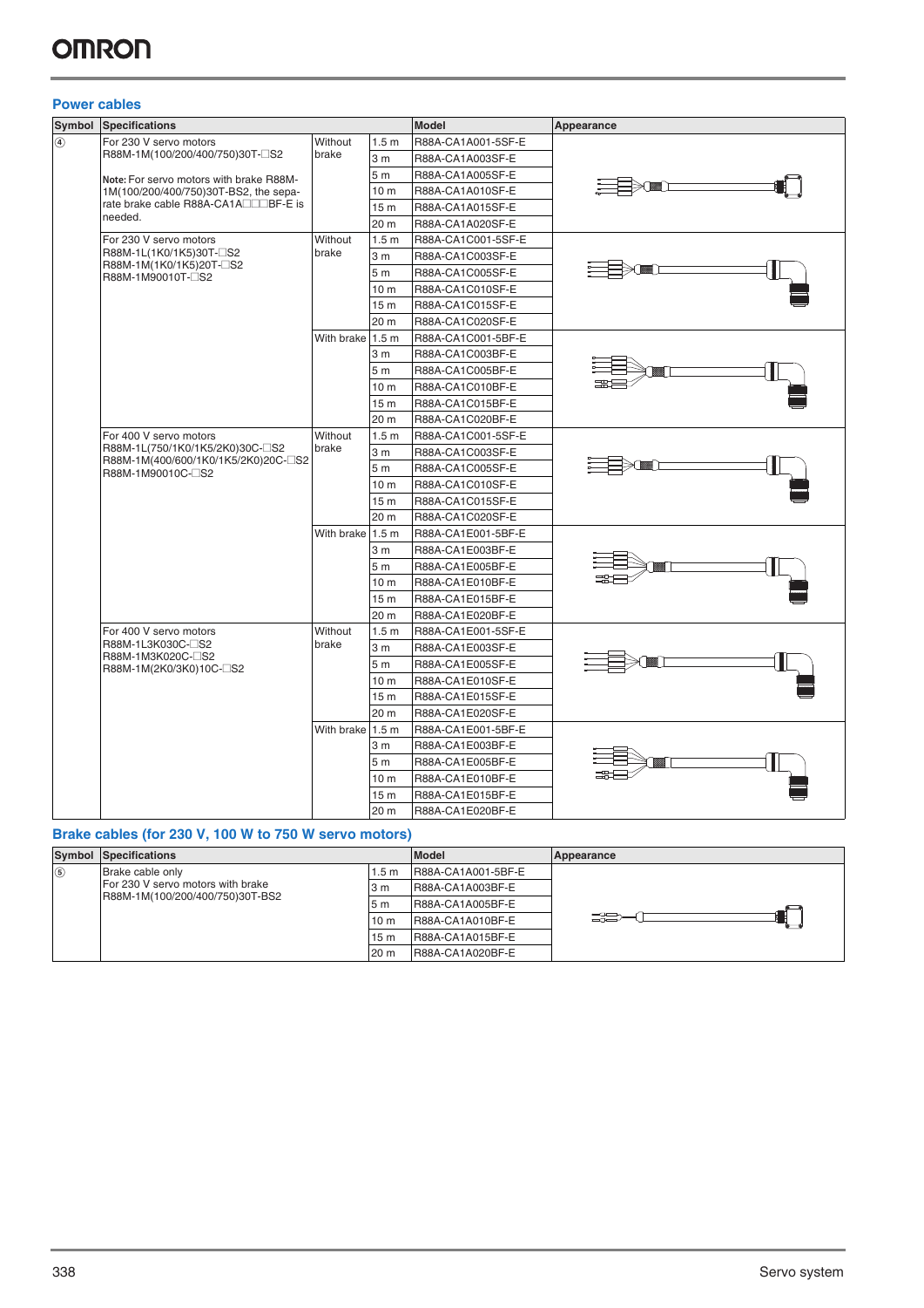## Power cables

| Symbol | Specifications | | | Model | Appearance |
|---|---|---|---|---|---|
| ④ | For 230 V servo motors<br>R88M-1M(100/200/400/750)30T-☐S2<br><br>**Note:** For servo motors with brake R88M-1M(100/200/400/750)30T-BS2, the separate brake cable R88A-CA1A☐☐☐BF-E is needed. | Without brake | 1.5 m | R88A-CA1A001-5SF-E | |
| | | | 3 m | R88A-CA1A003SF-E | |
| | | | 5 m | R88A-CA1A005SF-E | |
| | | | 10 m | R88A-CA1A010SF-E | |
| | | | 15 m | R88A-CA1A015SF-E | |
| | | | 20 m | R88A-CA1A020SF-E | |
| | For 230 V servo motors<br>R88M-1L(1K0/1K5)30T-☐S2<br>R88M-1M(1K0/1K5)20T-☐S2<br>R88M-1M90010T-☐S2 | Without brake | 1.5 m | R88A-CA1C001-5SF-E | |
| | | | 3 m | R88A-CA1C003SF-E | |
| | | | 5 m | R88A-CA1C005SF-E | |
| | | | 10 m | R88A-CA1C010SF-E | |
| | | | 15 m | R88A-CA1C015SF-E | |
| | | | 20 m | R88A-CA1C020SF-E | |
| | | With brake | 1.5 m | R88A-CA1C001-5BF-E | |
| | | | 3 m | R88A-CA1C003BF-E | |
| | | | 5 m | R88A-CA1C005BF-E | |
| | | | 10 m | R88A-CA1C010BF-E | |
| | | | 15 m | R88A-CA1C015BF-E | |
| | | | 20 m | R88A-CA1C020BF-E | |
| | For 400 V servo motors<br>R88M-1L(750/1K0/1K5/2K0)30C-☐S2<br>R88M-1M(400/600/1K0/1K5/2K0)20C-☐S2<br>R88M-1M90010C-☐S2 | Without brake | 1.5 m | R88A-CA1C001-5SF-E | |
| | | | 3 m | R88A-CA1C003SF-E | |
| | | | 5 m | R88A-CA1C005SF-E | |
| | | | 10 m | R88A-CA1C010SF-E | |
| | | | 15 m | R88A-CA1C015SF-E | |
| | | | 20 m | R88A-CA1C020SF-E | |
| | | With brake | 1.5 m | R88A-CA1E001-5BF-E | |
| | | | 3 m | R88A-CA1E003BF-E | |
| | | | 5 m | R88A-CA1E005BF-E | |
| | | | 10 m | R88A-CA1E010BF-E | |
| | | | 15 m | R88A-CA1E015BF-E | |
| | | | 20 m | R88A-CA1E020BF-E | |
| | For 400 V servo motors<br>R88M-1L3K030C-☐S2<br>R88M-1M3K020C-☐S2<br>R88M-1M(2K0/3K0)10C-☐S2 | Without brake | 1.5 m | R88A-CA1E001-5SF-E | |
| | | | 3 m | R88A-CA1E003SF-E | |
| | | | 5 m | R88A-CA1E005SF-E | |
| | | | 10 m | R88A-CA1E010SF-E | |
| | | | 15 m | R88A-CA1E015SF-E | |
| | | | 20 m | R88A-CA1E020SF-E | |
| | | With brake | 1.5 m | R88A-CA1E001-5BF-E | |
| | | | 3 m | R88A-CA1E003BF-E | |
| | | | 5 m | R88A-CA1E005BF-E | |
| | | | 10 m | R88A-CA1E010BF-E | |
| | | | 15 m | R88A-CA1E015BF-E | |
| | | | 20 m | R88A-CA1E020BF-E | |

## Brake cables (for 230 V, 100 W to 750 W servo motors)

| Symbol | Specifications | | Model | Appearance |
|---|---|---|---|---|
| ⑤ | Brake cable only<br>For 230 V servo motors with brake<br>R88M-1M(100/200/400/750)30T-BS2 | 1.5 m | R88A-CA1A001-5BF-E | |
| | | 3 m | R88A-CA1A003BF-E | |
| | | 5 m | R88A-CA1A005BF-E | |
| | | 10 m | R88A-CA1A010BF-E | |
| | | 15 m | R88A-CA1A015BF-E | |
| | | 20 m | R88A-CA1A020BF-E | |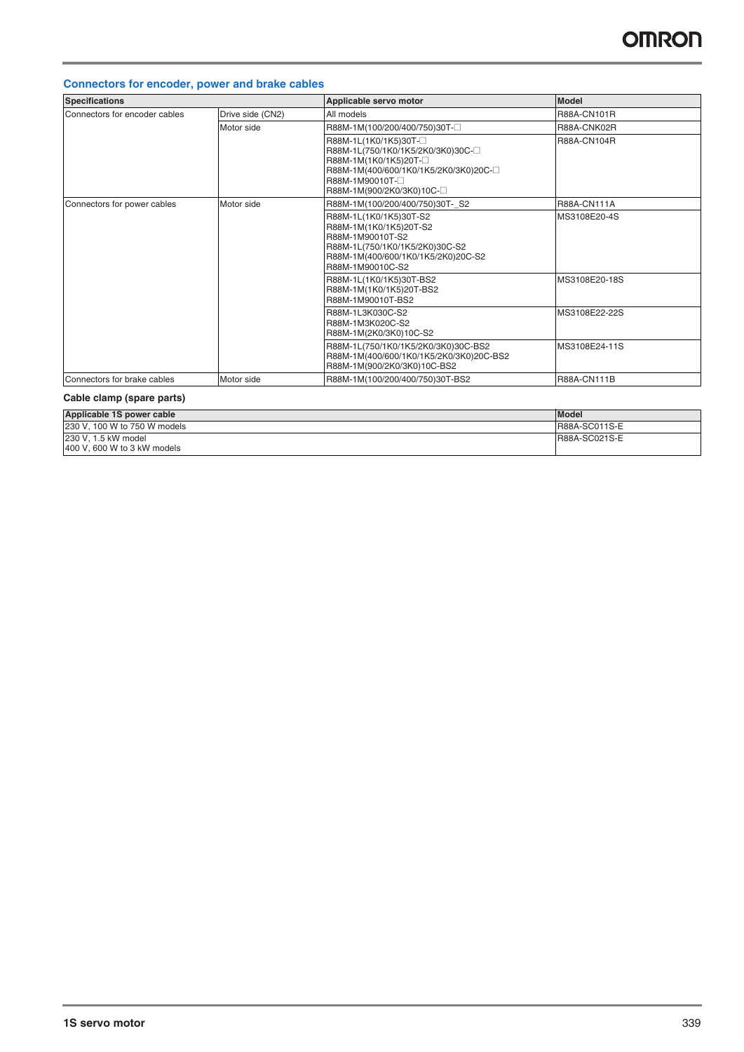## Connectors for encoder, power and brake cables

| Specifications | | Applicable servo motor | Model |
|---|---|---|---|
| Connectors for encoder cables | Drive side (CN2) | All models | R88A-CN101R |
| | Motor side | R88M-1M(100/200/400/750)30T-☐ | R88A-CNK02R |
| | | R88M-1L(1K0/1K5)30T-☐<br>R88M-1L(750/1K0/1K5/2K0/3K0)30C-☐<br>R88M-1M(1K0/1K5)20T-☐<br>R88M-1M(400/600/1K0/1K5/2K0/3K0)20C-☐<br>R88M-1M90010T-☐<br>R88M-1M(900/2K0/3K0)10C-☐ | R88A-CN104R |
| Connectors for power cables | Motor side | R88M-1M(100/200/400/750)30T-_S2 | R88A-CN111A |
| | | R88M-1L(1K0/1K5)30T-S2<br>R88M-1M(1K0/1K5)20T-S2<br>R88M-1M90010T-S2<br>R88M-1L(750/1K0/1K5/2K0)30C-S2<br>R88M-1M(400/600/1K0/1K5/2K0)20C-S2<br>R88M-1M90010C-S2 | MS3108E20-4S |
| | | R88M-1L(1K0/1K5)30T-BS2<br>R88M-1M(1K0/1K5)20T-BS2<br>R88M-1M90010T-BS2 | MS3108E20-18S |
| | | R88M-1L3K030C-S2<br>R88M-1M3K020C-S2<br>R88M-1M(2K0/3K0)10C-S2 | MS3108E22-22S |
| | | R88M-1L(750/1K0/1K5/2K0/3K0)30C-BS2<br>R88M-1M(400/600/1K0/1K5/2K0/3K0)20C-BS2<br>R88M-1M(900/2K0/3K0)10C-BS2 | MS3108E24-11S |
| Connectors for brake cables | Motor side | R88M-1M(100/200/400/750)30T-BS2 | R88A-CN111B |

### Cable clamp (spare parts)

| Applicable 1S power cable | Model |
|---|---|
| 230 V, 100 W to 750 W models | R88A-SC011S-E |
| 230 V, 1.5 kW model<br>400 V, 600 W to 3 kW models | R88A-SC021S-E |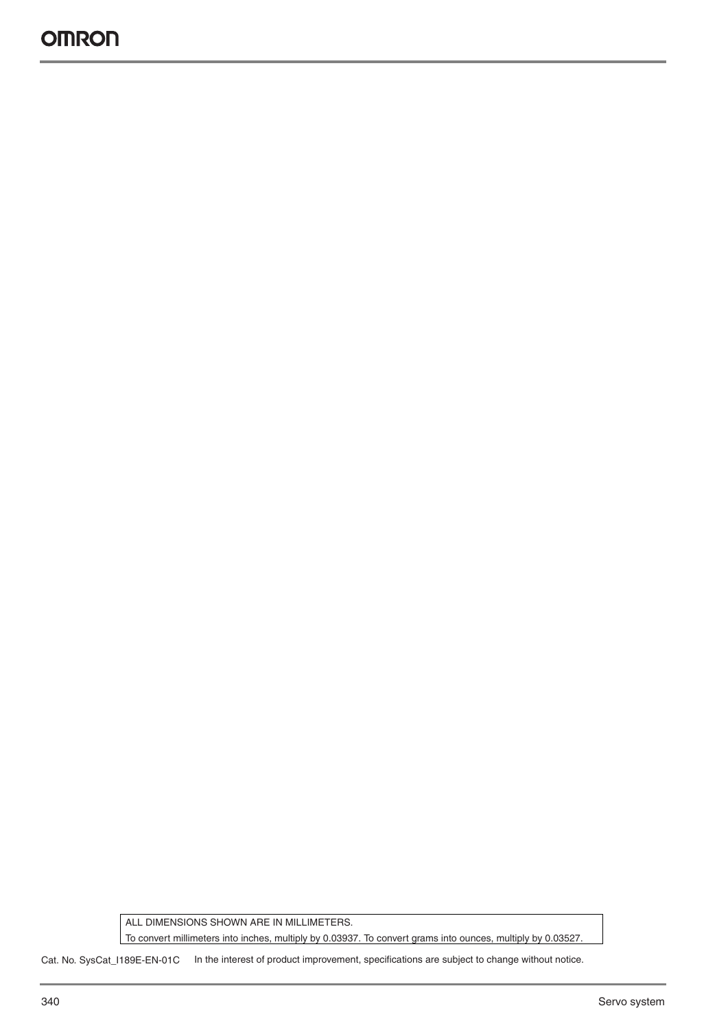ALL DIMENSIONS SHOWN ARE IN MILLIMETERS.

To convert millimeters into inches, multiply by 0.03937. To convert grams into ounces, multiply by 0.03527.

Cat. No. SysCat_I189E-EN-01C In the interest of product improvement, specifications are subject to change without notice.